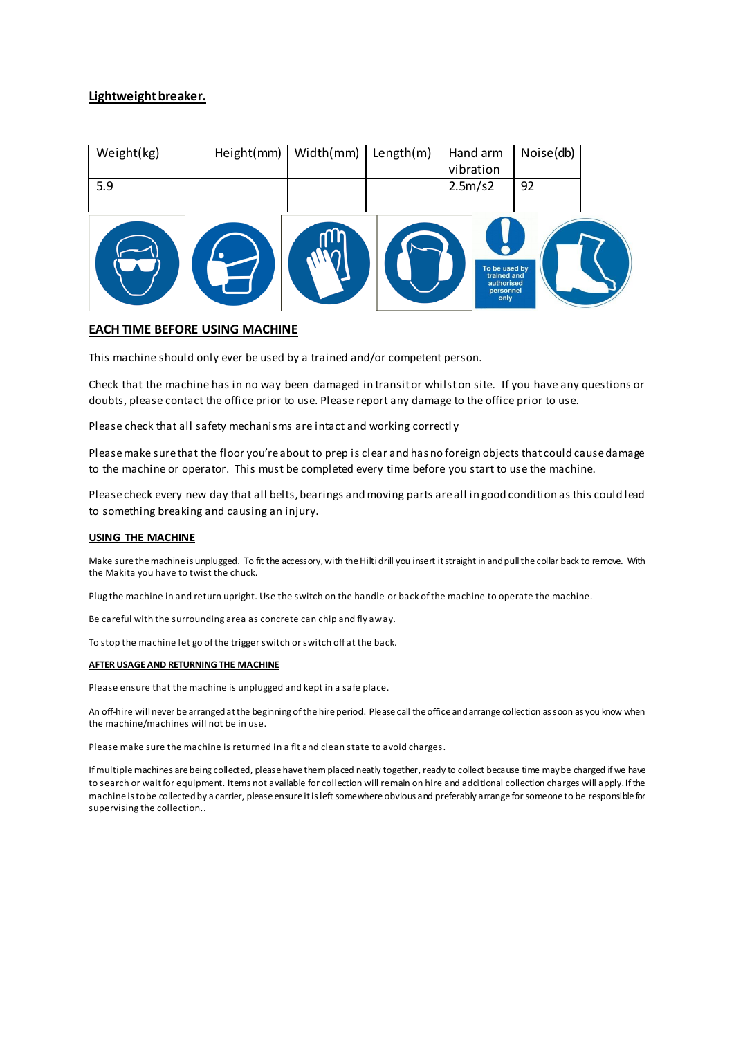## Lightweight breaker.

| Weight(kg) | Height(mm) | Width(mm) | Length(m) | Hand arm vibration | Noise(db) |
|---|---|---|---|---|---|
| 5.9 | | | | 2.5m/s2 | 92 |

To be used by trained and authorised personnel only

## EACH TIME BEFORE USING MACHINE

This machine should only ever be used by a trained and/or competent person.

Check that the machine has in no way been damaged in transit or whilst on site. If you have any questions or doubts, please contact the office prior to use. Please report any damage to the office prior to use.

Please check that all safety mechanisms are intact and working correctly

Please make sure that the floor you're about to prep is clear and has no foreign objects that could cause damage to the machine or operator. This must be completed every time before you start to use the machine.

Please check every new day that all belts, bearings and moving parts are all in good condition as this could lead to something breaking and causing an injury.

### USING THE MACHINE

Make sure the machine is unplugged. To fit the accessory, with the Hilti drill you insert it straight in and pull the collar back to remove. With the Makita you have to twist the chuck.

Plug the machine in and return upright. Use the switch on the handle or back of the machine to operate the machine.

Be careful with the surrounding area as concrete can chip and fly away.

To stop the machine let go of the trigger switch or switch off at the back.

### AFTER USAGE AND RETURNING THE MACHINE

Please ensure that the machine is unplugged and kept in a safe place.

An off-hire will never be arranged at the beginning of the hire period. Please call the office and arrange collection as soon as you know when the machine/machines will not be in use.

Please make sure the machine is returned in a fit and clean state to avoid charges.

If multiple machines are being collected, please have them placed neatly together, ready to collect because time may be charged if we have to search or wait for equipment. Items not available for collection will remain on hire and additional collection charges will apply. If the machine is to be collected by a carrier, please ensure it is left somewhere obvious and preferably arrange for someone to be responsible for supervising the collection..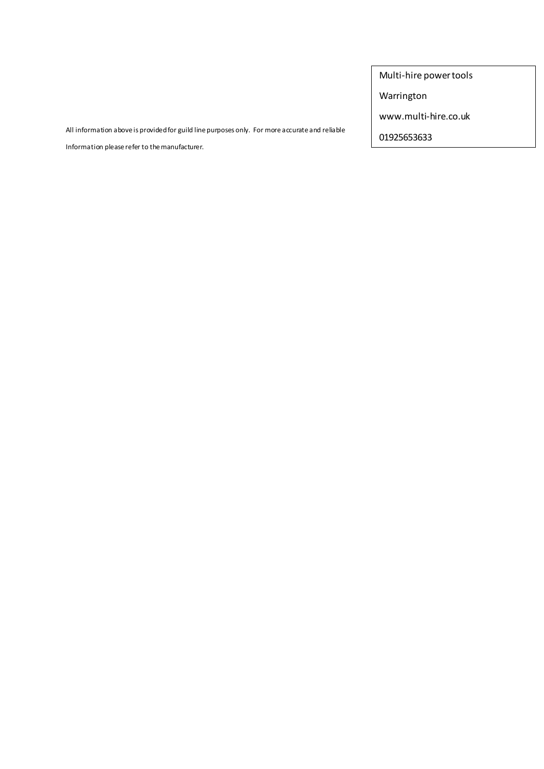Multi-hire power tools

Warrington

www.multi-hire.co.uk

01925653633

All information above is provided for guild line purposes only. For more accurate and reliable Information please refer to the manufacturer.